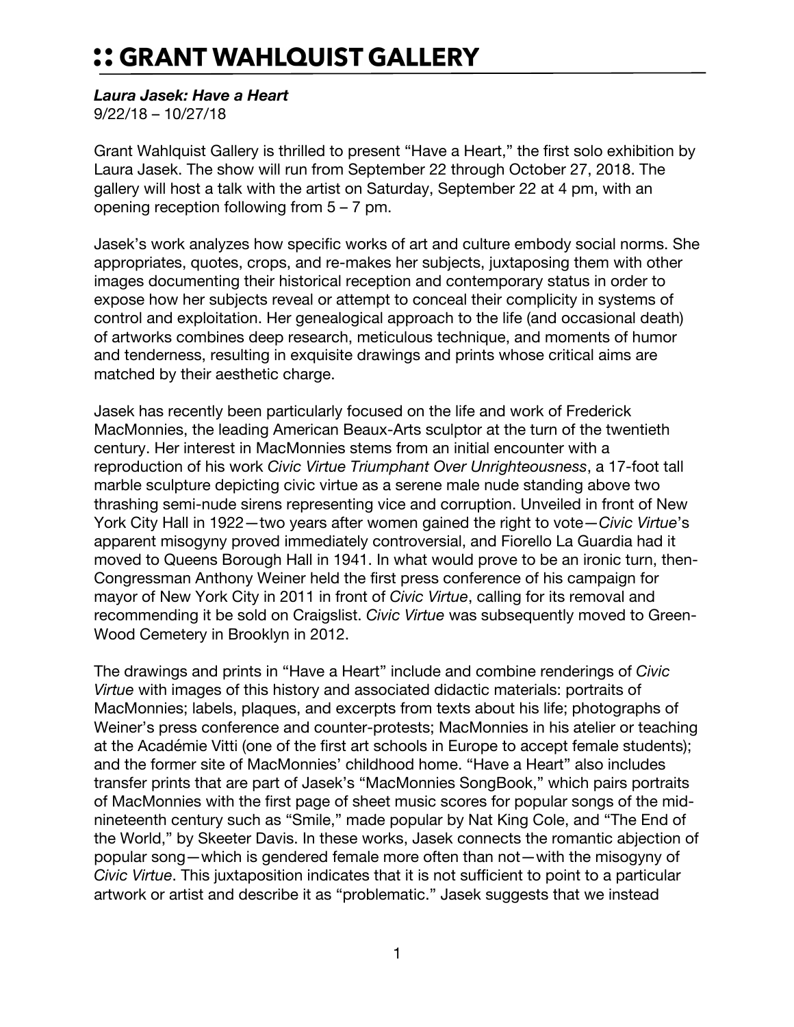# :: GRANT WAHLQUIST GALLERY

***Laura Jasek: Have a Heart***
9/22/18 – 10/27/18

Grant Wahlquist Gallery is thrilled to present "Have a Heart," the first solo exhibition by Laura Jasek. The show will run from September 22 through October 27, 2018. The gallery will host a talk with the artist on Saturday, September 22 at 4 pm, with an opening reception following from 5 – 7 pm.

Jasek's work analyzes how specific works of art and culture embody social norms. She appropriates, quotes, crops, and re-makes her subjects, juxtaposing them with other images documenting their historical reception and contemporary status in order to expose how her subjects reveal or attempt to conceal their complicity in systems of control and exploitation. Her genealogical approach to the life (and occasional death) of artworks combines deep research, meticulous technique, and moments of humor and tenderness, resulting in exquisite drawings and prints whose critical aims are matched by their aesthetic charge.

Jasek has recently been particularly focused on the life and work of Frederick MacMonnies, the leading American Beaux-Arts sculptor at the turn of the twentieth century. Her interest in MacMonnies stems from an initial encounter with a reproduction of his work *Civic Virtue Triumphant Over Unrighteousness*, a 17-foot tall marble sculpture depicting civic virtue as a serene male nude standing above two thrashing semi-nude sirens representing vice and corruption. Unveiled in front of New York City Hall in 1922—two years after women gained the right to vote—*Civic Virtue*'s apparent misogyny proved immediately controversial, and Fiorello La Guardia had it moved to Queens Borough Hall in 1941. In what would prove to be an ironic turn, then-Congressman Anthony Weiner held the first press conference of his campaign for mayor of New York City in 2011 in front of *Civic Virtue*, calling for its removal and recommending it be sold on Craigslist. *Civic Virtue* was subsequently moved to Green-Wood Cemetery in Brooklyn in 2012.

The drawings and prints in "Have a Heart" include and combine renderings of *Civic Virtue* with images of this history and associated didactic materials: portraits of MacMonnies; labels, plaques, and excerpts from texts about his life; photographs of Weiner's press conference and counter-protests; MacMonnies in his atelier or teaching at the Académie Vitti (one of the first art schools in Europe to accept female students); and the former site of MacMonnies' childhood home. "Have a Heart" also includes transfer prints that are part of Jasek's "MacMonnies SongBook," which pairs portraits of MacMonnies with the first page of sheet music scores for popular songs of the mid-nineteenth century such as "Smile," made popular by Nat King Cole, and "The End of the World," by Skeeter Davis. In these works, Jasek connects the romantic abjection of popular song—which is gendered female more often than not—with the misogyny of *Civic Virtue*. This juxtaposition indicates that it is not sufficient to point to a particular artwork or artist and describe it as "problematic." Jasek suggests that we instead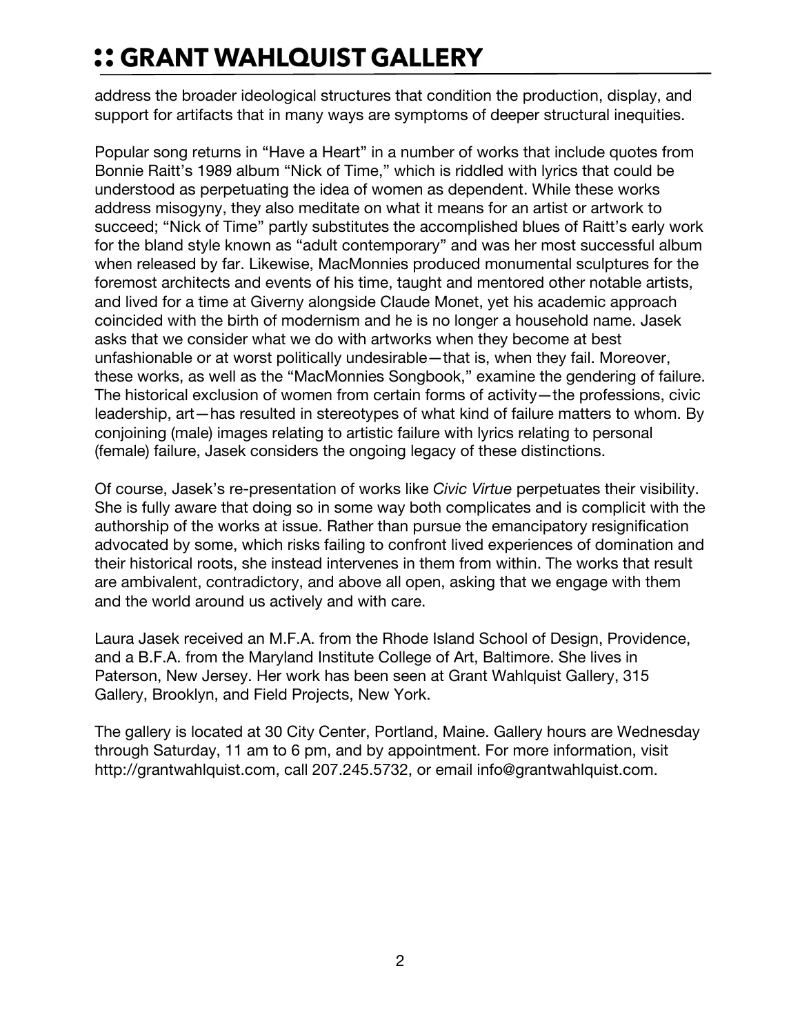address the broader ideological structures that condition the production, display, and support for artifacts that in many ways are symptoms of deeper structural inequities.

Popular song returns in “Have a Heart” in a number of works that include quotes from Bonnie Raitt’s 1989 album “Nick of Time,” which is riddled with lyrics that could be understood as perpetuating the idea of women as dependent. While these works address misogyny, they also meditate on what it means for an artist or artwork to succeed; “Nick of Time” partly substitutes the accomplished blues of Raitt’s early work for the bland style known as “adult contemporary” and was her most successful album when released by far. Likewise, MacMonnies produced monumental sculptures for the foremost architects and events of his time, taught and mentored other notable artists, and lived for a time at Giverny alongside Claude Monet, yet his academic approach coincided with the birth of modernism and he is no longer a household name. Jasek asks that we consider what we do with artworks when they become at best unfashionable or at worst politically undesirable—that is, when they fail. Moreover, these works, as well as the “MacMonnies Songbook,” examine the gendering of failure. The historical exclusion of women from certain forms of activity—the professions, civic leadership, art—has resulted in stereotypes of what kind of failure matters to whom. By conjoining (male) images relating to artistic failure with lyrics relating to personal (female) failure, Jasek considers the ongoing legacy of these distinctions.

Of course, Jasek’s re-presentation of works like *Civic Virtue* perpetuates their visibility. She is fully aware that doing so in some way both complicates and is complicit with the authorship of the works at issue. Rather than pursue the emancipatory resignification advocated by some, which risks failing to confront lived experiences of domination and their historical roots, she instead intervenes in them from within. The works that result are ambivalent, contradictory, and above all open, asking that we engage with them and the world around us actively and with care.

Laura Jasek received an M.F.A. from the Rhode Island School of Design, Providence, and a B.F.A. from the Maryland Institute College of Art, Baltimore. She lives in Paterson, New Jersey. Her work has been seen at Grant Wahlquist Gallery, 315 Gallery, Brooklyn, and Field Projects, New York.

The gallery is located at 30 City Center, Portland, Maine. Gallery hours are Wednesday through Saturday, 11 am to 6 pm, and by appointment. For more information, visit http://grantwahlquist.com, call 207.245.5732, or email info@grantwahlquist.com.